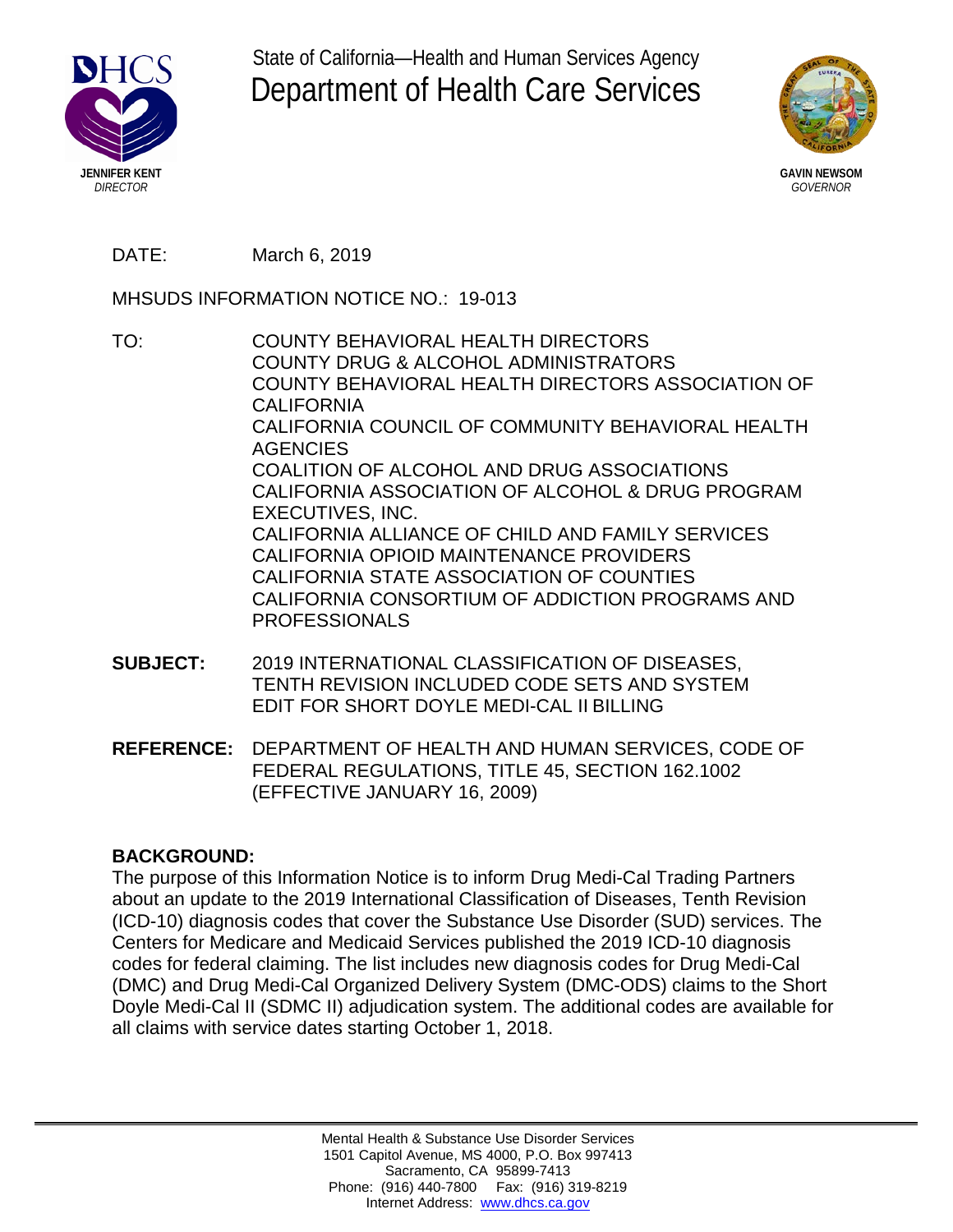State of California—Health and Human Services Agency

# Department of Health Care Services

**JENNIFER KENT**
*DIRECTOR*

**GAVIN NEWSOM**
*GOVERNOR*

DATE: March 6, 2019

MHSUDS INFORMATION NOTICE NO.: 19-013

TO: COUNTY BEHAVIORAL HEALTH DIRECTORS
COUNTY DRUG & ALCOHOL ADMINISTRATORS
COUNTY BEHAVIORAL HEALTH DIRECTORS ASSOCIATION OF CALIFORNIA
CALIFORNIA COUNCIL OF COMMUNITY BEHAVIORAL HEALTH AGENCIES
COALITION OF ALCOHOL AND DRUG ASSOCIATIONS
CALIFORNIA ASSOCIATION OF ALCOHOL & DRUG PROGRAM EXECUTIVES, INC.
CALIFORNIA ALLIANCE OF CHILD AND FAMILY SERVICES
CALIFORNIA OPIOID MAINTENANCE PROVIDERS
CALIFORNIA STATE ASSOCIATION OF COUNTIES
CALIFORNIA CONSORTIUM OF ADDICTION PROGRAMS AND PROFESSIONALS

**SUBJECT:** 2019 INTERNATIONAL CLASSIFICATION OF DISEASES, TENTH REVISION INCLUDED CODE SETS AND SYSTEM EDIT FOR SHORT DOYLE MEDI-CAL II BILLING

**REFERENCE:** DEPARTMENT OF HEALTH AND HUMAN SERVICES, CODE OF FEDERAL REGULATIONS, TITLE 45, SECTION 162.1002 (EFFECTIVE JANUARY 16, 2009)

## BACKGROUND:

The purpose of this Information Notice is to inform Drug Medi-Cal Trading Partners about an update to the 2019 International Classification of Diseases, Tenth Revision (ICD-10) diagnosis codes that cover the Substance Use Disorder (SUD) services. The Centers for Medicare and Medicaid Services published the 2019 ICD-10 diagnosis codes for federal claiming. The list includes new diagnosis codes for Drug Medi-Cal (DMC) and Drug Medi-Cal Organized Delivery System (DMC-ODS) claims to the Short Doyle Medi-Cal II (SDMC II) adjudication system. The additional codes are available for all claims with service dates starting October 1, 2018.

Mental Health & Substance Use Disorder Services
1501 Capitol Avenue, MS 4000, P.O. Box 997413
Sacramento, CA 95899-7413
Phone: (916) 440-7800 Fax: (916) 319-8219
Internet Address: www.dhcs.ca.gov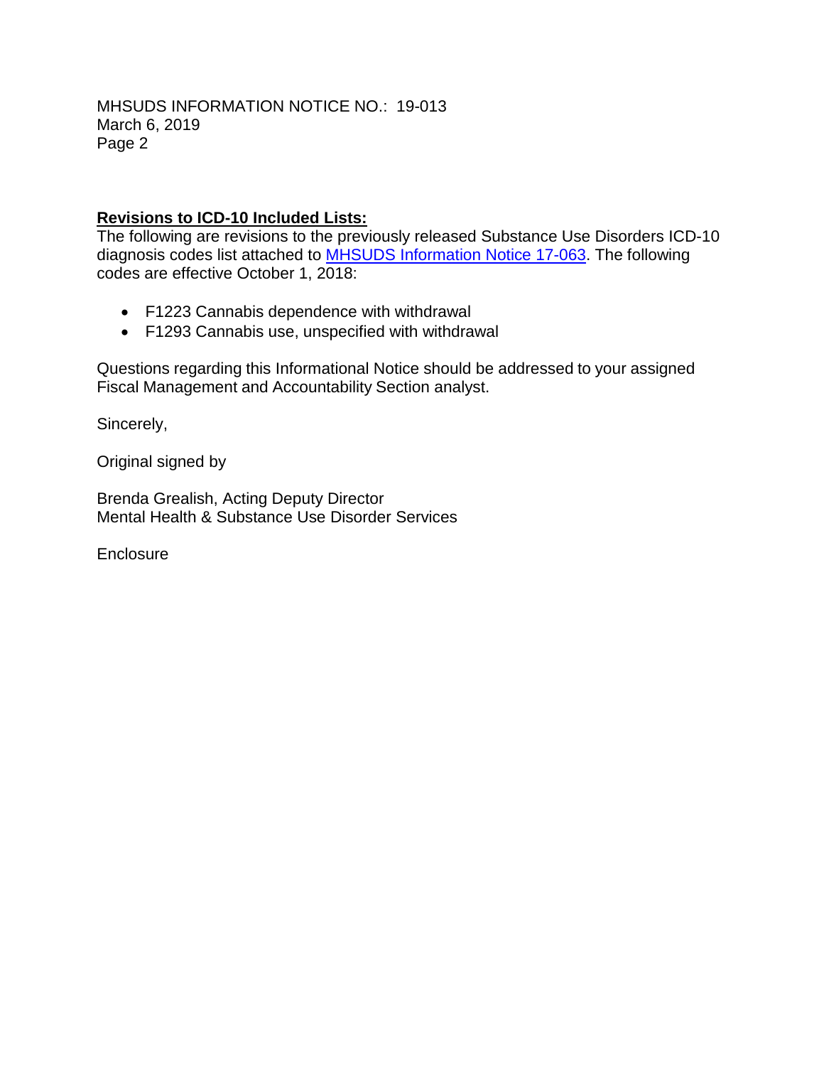**Revisions to ICD-10 Included Lists:**

The following are revisions to the previously released Substance Use Disorders ICD-10 diagnosis codes list attached to MHSUDS Information Notice 17-063. The following codes are effective October 1, 2018:

- F1223 Cannabis dependence with withdrawal
- F1293 Cannabis use, unspecified with withdrawal

Questions regarding this Informational Notice should be addressed to your assigned Fiscal Management and Accountability Section analyst.

Sincerely,

Original signed by

Brenda Grealish, Acting Deputy Director
Mental Health & Substance Use Disorder Services

Enclosure